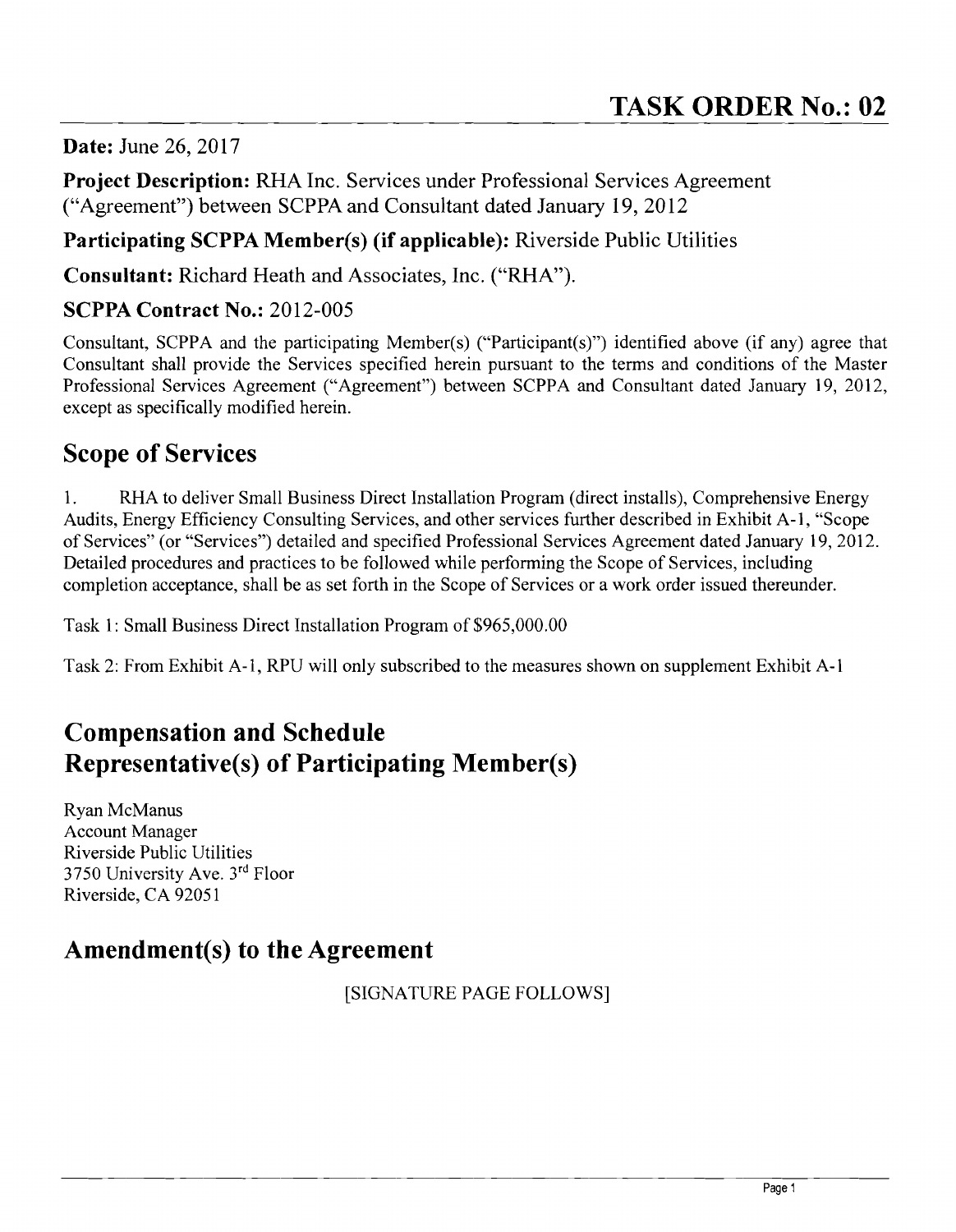# TASK ORDER No.: 02

**Date:** June 26, 2017

**Project Description:** RHA Inc. Services under Professional Services Agreement ("Agreement") between SCPPA and Consultant dated January 19, 2012

**Participating SCPPA Member(s) (if applicable):** Riverside Public Utilities

**Consultant:** Richard Heath and Associates, Inc. ("RHA").

**SCPPA Contract No.:** 2012-005

Consultant, SCPPA and the participating Member(s) ("Participant(s)") identified above (if any) agree that Consultant shall provide the Services specified herein pursuant to the terms and conditions of the Master Professional Services Agreement ("Agreement") between SCPPA and Consultant dated January 19, 2012, except as specifically modified herein.

## Scope of Services

1. RHA to deliver Small Business Direct Installation Program (direct installs), Comprehensive Energy Audits, Energy Efficiency Consulting Services, and other services further described in Exhibit A-1, "Scope of Services" (or "Services") detailed and specified Professional Services Agreement dated January 19, 2012. Detailed procedures and practices to be followed while performing the Scope of Services, including completion acceptance, shall be as set forth in the Scope of Services or a work order issued thereunder.

Task 1: Small Business Direct Installation Program of $965,000.00

Task 2: From Exhibit A-1, RPU will only subscribed to the measures shown on supplement Exhibit A-1

## Compensation and Schedule

## Representative(s) of Participating Member(s)

Ryan McManus
Account Manager
Riverside Public Utilities
3750 University Ave. 3rd Floor
Riverside, CA 92051

## Amendment(s) to the Agreement

[SIGNATURE PAGE FOLLOWS]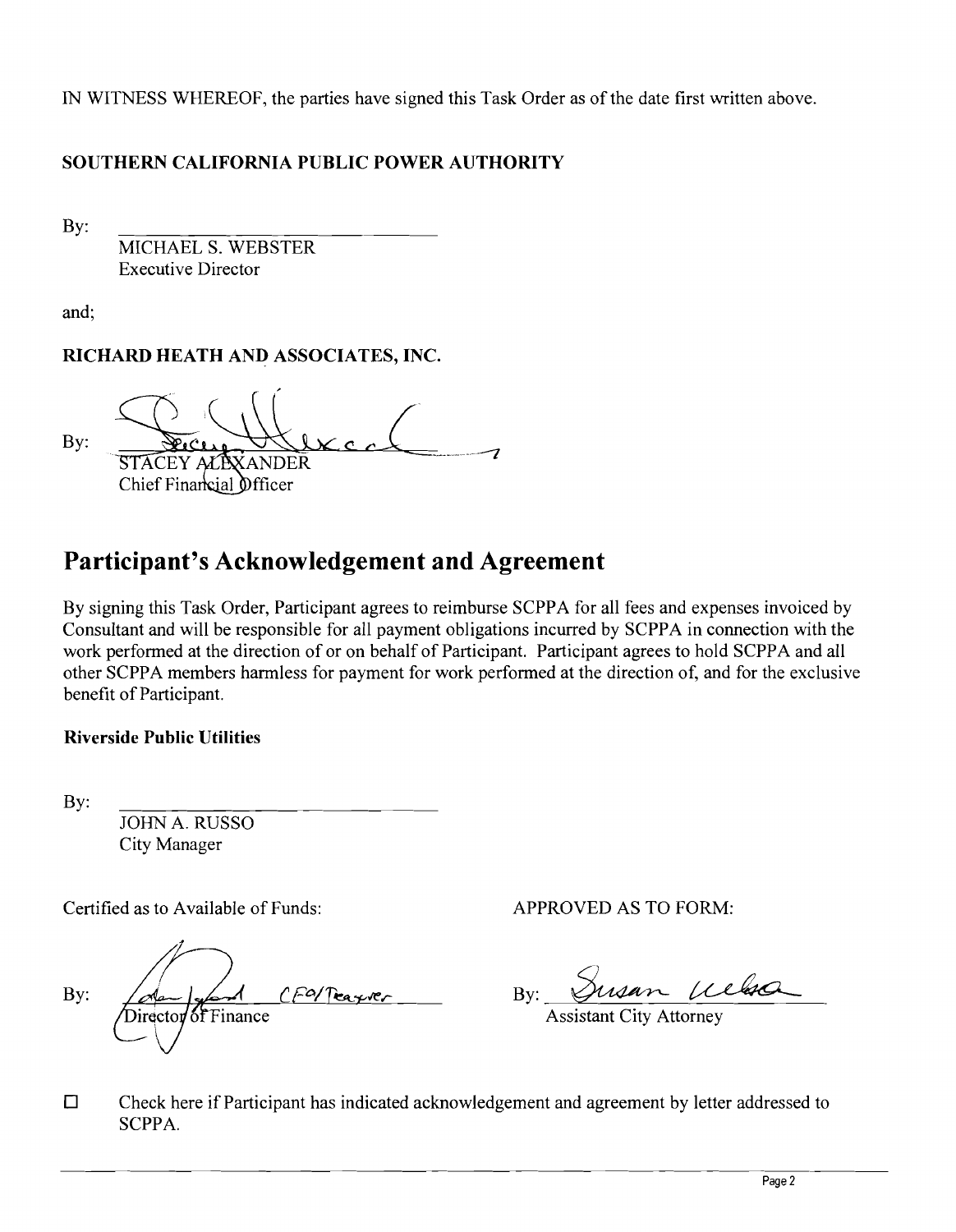IN WITNESS WHEREOF, the parties have signed this Task Order as of the date first written above.

**SOUTHERN CALIFORNIA PUBLIC POWER AUTHORITY**

By: ______________________________
MICHAEL S. WEBSTER
Executive Director

and;

**RICHARD HEATH AND ASSOCIATES, INC.**

By: ______________________________
STACEY ALEXANDER
Chief Financial Officer

# Participant's Acknowledgement and Agreement

By signing this Task Order, Participant agrees to reimburse SCPPA for all fees and expenses invoiced by Consultant and will be responsible for all payment obligations incurred by SCPPA in connection with the work performed at the direction of or on behalf of Participant. Participant agrees to hold SCPPA and all other SCPPA members harmless for payment for work performed at the direction of, and for the exclusive benefit of Participant.

**Riverside Public Utilities**

By: ______________________________
JOHN A. RUSSO
City Manager

Certified as to Available of Funds:

By: ______________________ CFO/Treasurer
Director of Finance

APPROVED AS TO FORM:

By: ______________________________
Assistant City Attorney

☐ Check here if Participant has indicated acknowledgement and agreement by letter addressed to SCPPA.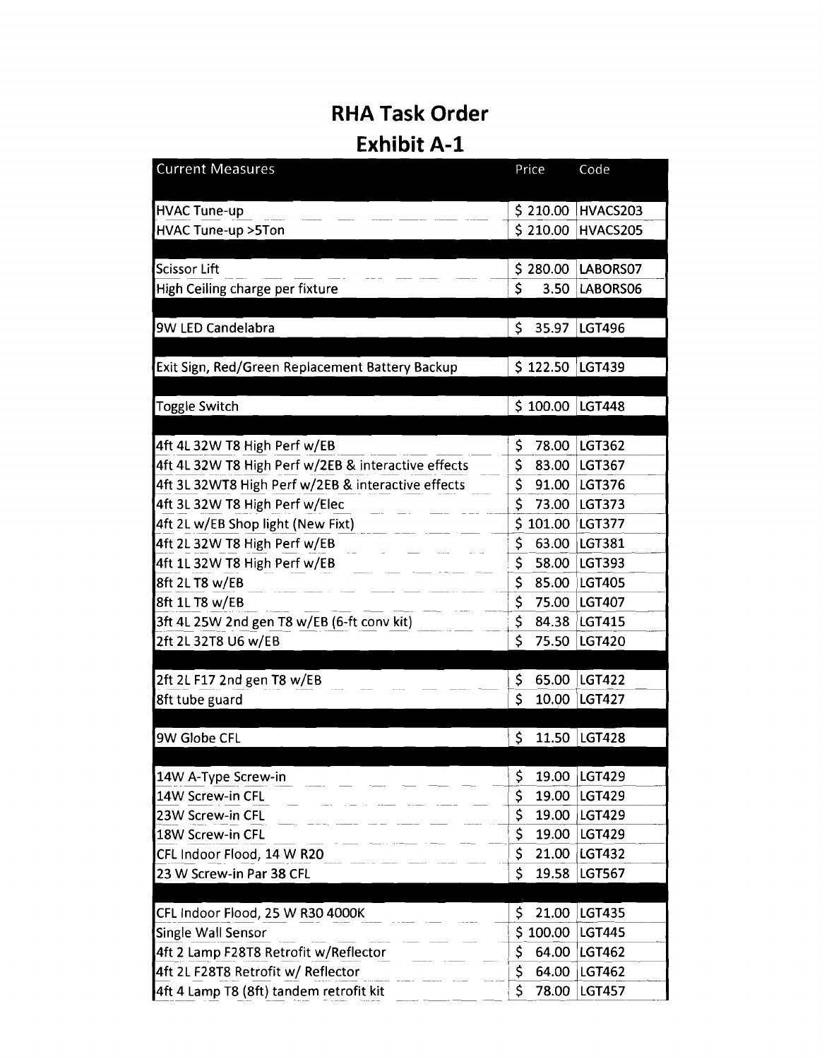# RHA Task Order

## Exhibit A-1

| Current Measures | Price | Code |
|---|---|---|
| | | |
| HVAC Tune-up | $ 210.00 | HVACS203 |
| HVAC Tune-up >5Ton | $ 210.00 | HVACS205 |
| | | |
| Scissor Lift | $ 280.00 | LABORS07 |
| High Ceiling charge per fixture | $ 3.50 | LABORS06 |
| | | |
| 9W LED Candelabra | $ 35.97 | LGT496 |
| | | |
| Exit Sign, Red/Green Replacement Battery Backup | $ 122.50 | LGT439 |
| | | |
| Toggle Switch | $ 100.00 | LGT448 |
| | | |
| 4ft 4L 32W T8 High Perf w/EB | $ 78.00 | LGT362 |
| 4ft 4L 32W T8 High Perf w/2EB & interactive effects | $ 83.00 | LGT367 |
| 4ft 3L 32WT8 High Perf w/2EB & interactive effects | $ 91.00 | LGT376 |
| 4ft 3L 32W T8 High Perf w/Elec | $ 73.00 | LGT373 |
| 4ft 2L w/EB Shop light (New Fixt) | $ 101.00 | LGT377 |
| 4ft 2L 32W T8 High Perf w/EB | $ 63.00 | LGT381 |
| 4ft 1L 32W T8 High Perf w/EB | $ 58.00 | LGT393 |
| 8ft 2L T8 w/EB | $ 85.00 | LGT405 |
| 8ft 1L T8 w/EB | $ 75.00 | LGT407 |
| 3ft 4L 25W 2nd gen T8 w/EB (6-ft conv kit) | $ 84.38 | LGT415 |
| 2ft 2L 32T8 U6 w/EB | $ 75.50 | LGT420 |
| | | |
| 2ft 2L F17 2nd gen T8 w/EB | $ 65.00 | LGT422 |
| 8ft tube guard | $ 10.00 | LGT427 |
| | | |
| 9W Globe CFL | $ 11.50 | LGT428 |
| | | |
| 14W A-Type Screw-in | $ 19.00 | LGT429 |
| 14W Screw-in CFL | $ 19.00 | LGT429 |
| 23W Screw-in CFL | $ 19.00 | LGT429 |
| 18W Screw-in CFL | $ 19.00 | LGT429 |
| CFL Indoor Flood, 14 W R20 | $ 21.00 | LGT432 |
| 23 W Screw-in Par 38 CFL | $ 19.58 | LGT567 |
| | | |
| CFL Indoor Flood, 25 W R30 4000K | $ 21.00 | LGT435 |
| Single Wall Sensor | $ 100.00 | LGT445 |
| 4ft 2 Lamp F28T8 Retrofit w/Reflector | $ 64.00 | LGT462 |
| 4ft 2L F28T8 Retrofit w/ Reflector | $ 64.00 | LGT462 |
| 4ft 4 Lamp T8 (8ft) tandem retrofit kit | $ 78.00 | LGT457 |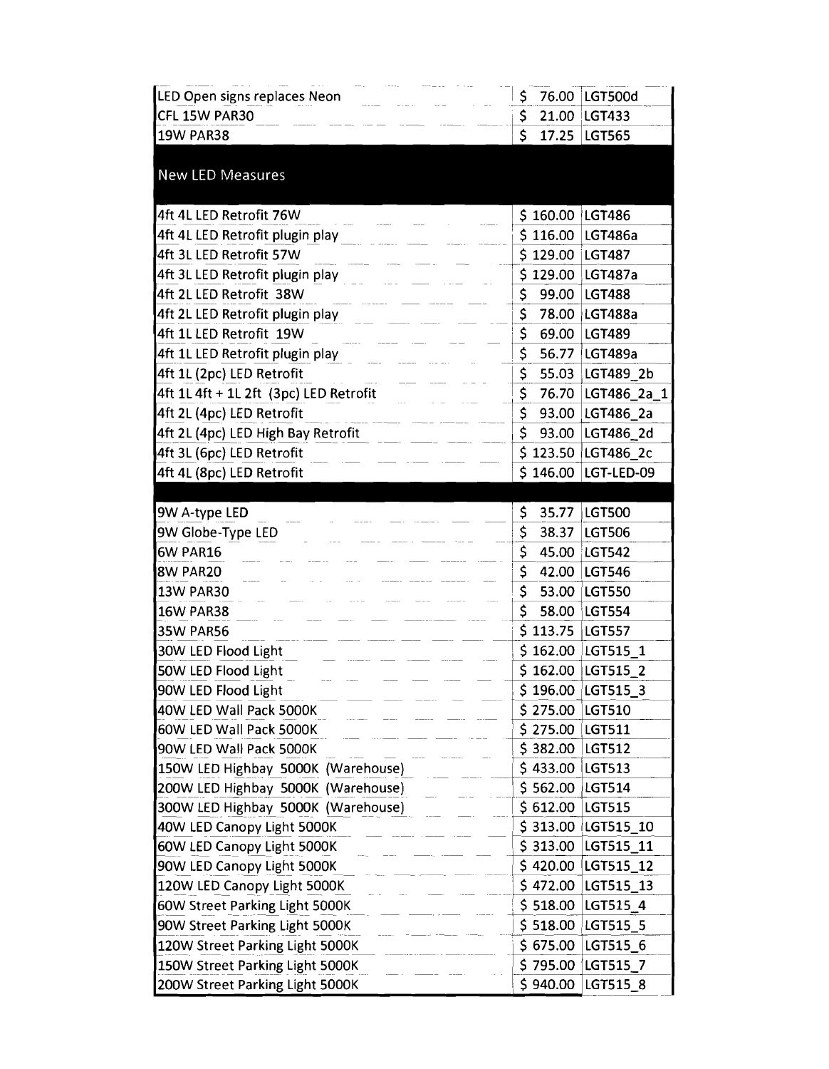| | | |
|---|---|---|
| LED Open signs replaces Neon | $ 76.00 | LGT500d |
| CFL 15W PAR30 | $ 21.00 | LGT433 |
| 19W PAR38 | $ 17.25 | LGT565 |
| **New LED Measures** | | |
| 4ft 4L LED Retrofit 76W | $ 160.00 | LGT486 |
| 4ft 4L LED Retrofit plugin play | $ 116.00 | LGT486a |
| 4ft 3L LED Retrofit 57W | $ 129.00 | LGT487 |
| 4ft 3L LED Retrofit plugin play | $ 129.00 | LGT487a |
| 4ft 2L LED Retrofit 38W | $ 99.00 | LGT488 |
| 4ft 2L LED Retrofit plugin play | $ 78.00 | LGT488a |
| 4ft 1L LED Retrofit 19W | $ 69.00 | LGT489 |
| 4ft 1L LED Retrofit plugin play | $ 56.77 | LGT489a |
| 4ft 1L (2pc) LED Retrofit | $ 55.03 | LGT489_2b |
| 4ft 1L 4ft + 1L 2ft (3pc) LED Retrofit | $ 76.70 | LGT486_2a_1 |
| 4ft 2L (4pc) LED Retrofit | $ 93.00 | LGT486_2a |
| 4ft 2L (4pc) LED High Bay Retrofit | $ 93.00 | LGT486_2d |
| 4ft 3L (6pc) LED Retrofit | $ 123.50 | LGT486_2c |
| 4ft 4L (8pc) LED Retrofit | $ 146.00 | LGT-LED-09 |
| | | |
| 9W A-type LED | $ 35.77 | LGT500 |
| 9W Globe-Type LED | $ 38.37 | LGT506 |
| 6W PAR16 | $ 45.00 | LGT542 |
| 8W PAR20 | $ 42.00 | LGT546 |
| 13W PAR30 | $ 53.00 | LGT550 |
| 16W PAR38 | $ 58.00 | LGT554 |
| 35W PAR56 | $ 113.75 | LGT557 |
| 30W LED Flood Light | $ 162.00 | LGT515_1 |
| 50W LED Flood Light | $ 162.00 | LGT515_2 |
| 90W LED Flood Light | $ 196.00 | LGT515_3 |
| 40W LED Wall Pack 5000K | $ 275.00 | LGT510 |
| 60W LED Wall Pack 5000K | $ 275.00 | LGT511 |
| 90W LED Wall Pack 5000K | $ 382.00 | LGT512 |
| 150W LED Highbay 5000K (Warehouse) | $ 433.00 | LGT513 |
| 200W LED Highbay 5000K (Warehouse) | $ 562.00 | LGT514 |
| 300W LED Highbay 5000K (Warehouse) | $ 612.00 | LGT515 |
| 40W LED Canopy Light 5000K | $ 313.00 | LGT515_10 |
| 60W LED Canopy Light 5000K | $ 313.00 | LGT515_11 |
| 90W LED Canopy Light 5000K | $ 420.00 | LGT515_12 |
| 120W LED Canopy Light 5000K | $ 472.00 | LGT515_13 |
| 60W Street Parking Light 5000K | $ 518.00 | LGT515_4 |
| 90W Street Parking Light 5000K | $ 518.00 | LGT515_5 |
| 120W Street Parking Light 5000K | $ 675.00 | LGT515_6 |
| 150W Street Parking Light 5000K | $ 795.00 | LGT515_7 |
| 200W Street Parking Light 5000K | $ 940.00 | LGT515_8 |